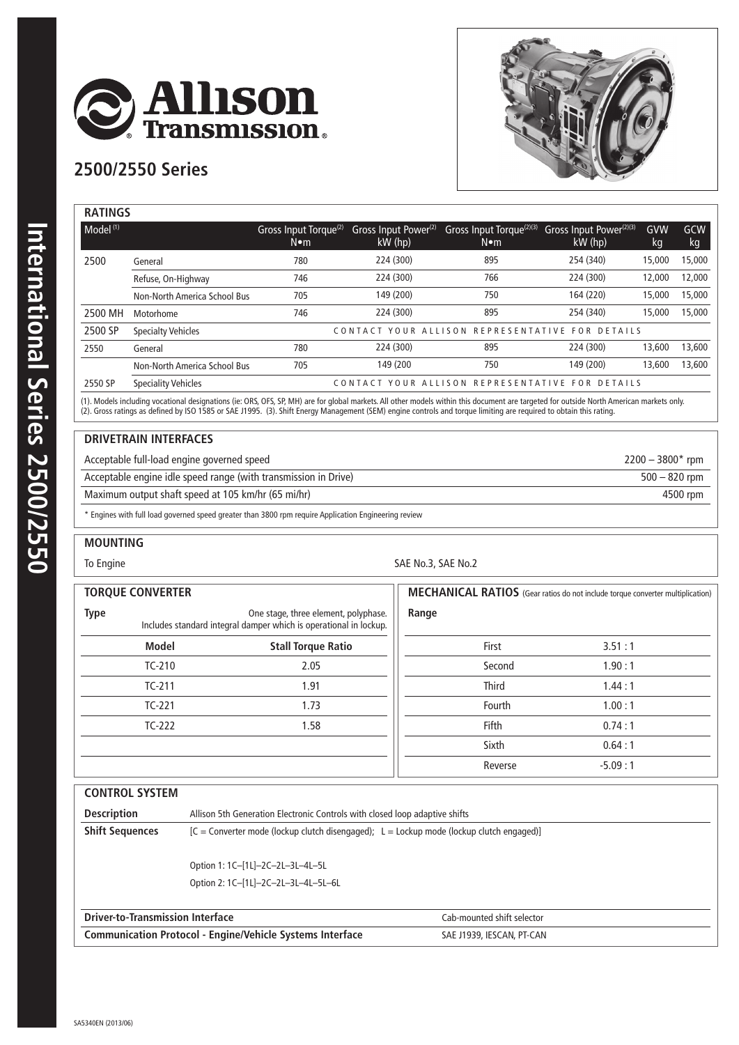# Allison Transmission

## 2500/2550 Series

### RATINGS

| Model [1] | | Gross Input Torque [2] N•m | Gross Input Power [2] kW (hp) | Gross Input Torque [2][3] N•m | Gross Input Power [2][3] kW (hp) | GVW kg | GCW kg |
|---|---|---|---|---|---|---|---|
| 2500 | General | 780 | 224 (300) | 895 | 254 (340) | 15,000 | 15,000 |
| | Refuse, On-Highway | 746 | 224 (300) | 766 | 224 (300) | 12,000 | 12,000 |
| | Non-North America School Bus | 705 | 149 (200) | 750 | 164 (220) | 15,000 | 15,000 |
| 2500 MH | Motorhome | 746 | 224 (300) | 895 | 254 (340) | 15,000 | 15,000 |
| 2500 SP | Specialty Vehicles | CONTACT YOUR ALLISON REPRESENTATIVE FOR DETAILS | | | | | |
| 2550 | General | 780 | 224 (300) | 895 | 224 (300) | 13,600 | 13,600 |
| | Non-North America School Bus | 705 | 149 (200 | 750 | 149 (200) | 13,600 | 13,600 |
| 2550 SP | Speciality Vehicles | CONTACT YOUR ALLISON REPRESENTATIVE FOR DETAILS | | | | | |

(1). Models including vocational designations (ie: ORS, OFS, SP, MH) are for global markets. All other models within this document are targeted for outside North American markets only.
(2). Gross ratings as defined by ISO 1585 or SAE J1995. (3). Shift Energy Management (SEM) engine controls and torque limiting are required to obtain this rating.

### DRIVETRAIN INTERFACES

| | |
|---|---|
| Acceptable full-load engine governed speed | 2200 – 3800* rpm |
| Acceptable engine idle speed range (with transmission in Drive) | 500 – 820 rpm |
| Maximum output shaft speed at 105 km/hr (65 mi/hr) | 4500 rpm |

\* Engines with full load governed speed greater than 3800 rpm require Application Engineering review

### MOUNTING

To Engine: SAE No.3, SAE No.2

### TORQUE CONVERTER

**Type**: One stage, three element, polyphase. Includes standard integral damper which is operational in lockup.

| Model | Stall Torque Ratio |
|---|---|
| TC-210 | 2.05 |
| TC-211 | 1.91 |
| TC-221 | 1.73 |
| TC-222 | 1.58 |

### MECHANICAL RATIOS (Gear ratios do not include torque converter multiplication)

| Range | |
|---|---|
| First | 3.51 : 1 |
| Second | 1.90 : 1 |
| Third | 1.44 : 1 |
| Fourth | 1.00 : 1 |
| Fifth | 0.74 : 1 |
| Sixth | 0.64 : 1 |
| Reverse | -5.09 : 1 |

### CONTROL SYSTEM

**Description**: Allison 5th Generation Electronic Controls with closed loop adaptive shifts

**Shift Sequences**: [C = Converter mode (lockup clutch disengaged); L = Lockup mode (lockup clutch engaged)]

Option 1: 1C–[1L]–2C–2L–3L–4L–5L

Option 2: 1C–[1L]–2C–2L–3L–4L–5L–6L

| | |
|---|---|
| **Driver-to-Transmission Interface** | Cab-mounted shift selector |
| **Communication Protocol - Engine/Vehicle Systems Interface** | SAE J1939, IESCAN, PT-CAN |

SA5340EN (2013/06)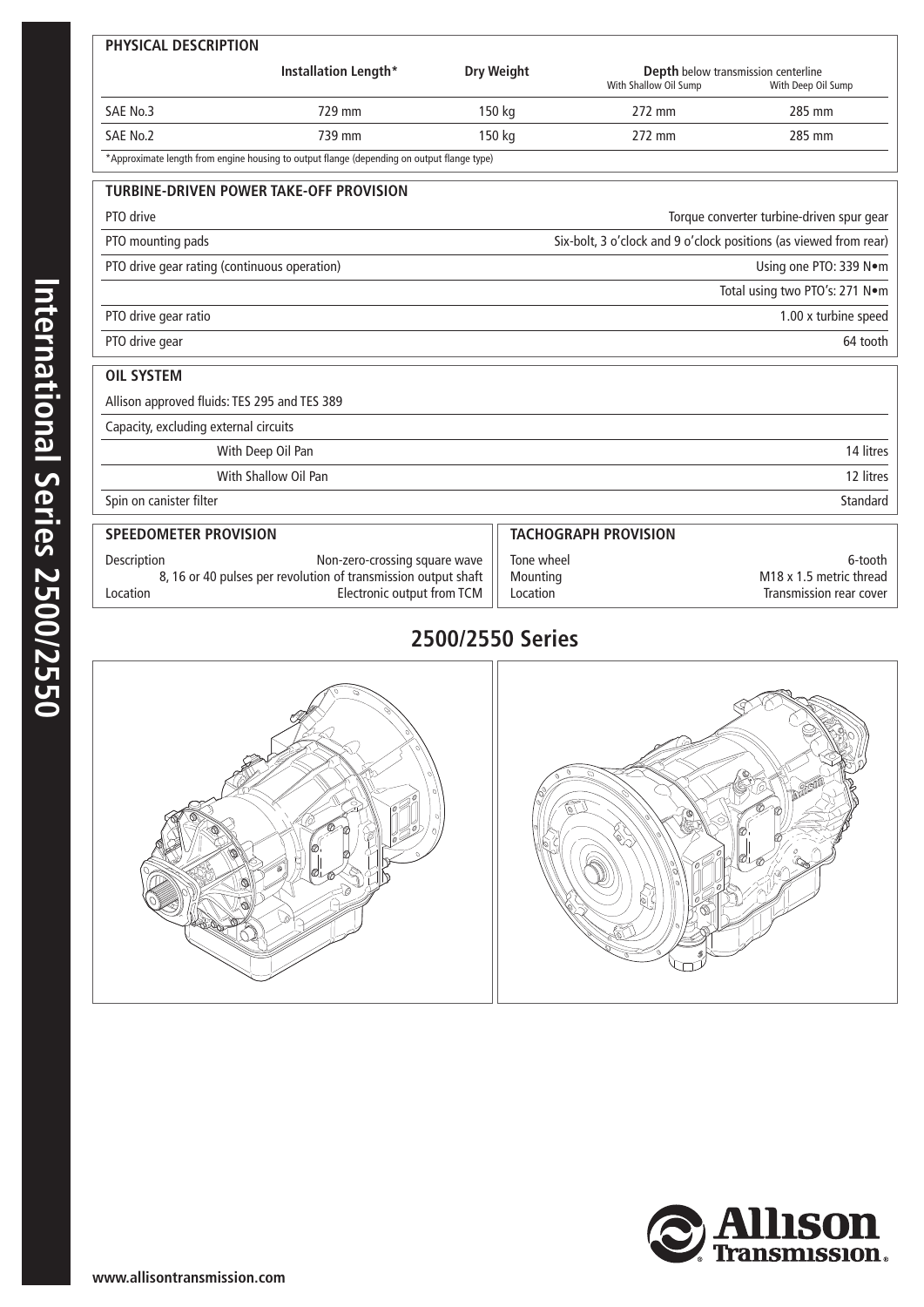## PHYSICAL DESCRIPTION

| | Installation Length* | Dry Weight | Depth below transmission centerline With Shallow Oil Sump | Depth below transmission centerline With Deep Oil Sump |
|---|---|---|---|---|
| SAE No.3 | 729 mm | 150 kg | 272 mm | 285 mm |
| SAE No.2 | 739 mm | 150 kg | 272 mm | 285 mm |

*Approximate length from engine housing to output flange (depending on output flange type)

## TURBINE-DRIVEN POWER TAKE-OFF PROVISION

| | |
|---|---|
| PTO drive | Torque converter turbine-driven spur gear |
| PTO mounting pads | Six-bolt, 3 o'clock and 9 o'clock positions (as viewed from rear) |
| PTO drive gear rating (continuous operation) | Using one PTO: 339 N•m |
| | Total using two PTO's: 271 N•m |
| PTO drive gear ratio | 1.00 x turbine speed |
| PTO drive gear | 64 tooth |

## OIL SYSTEM

Allison approved fluids: TES 295 and TES 389

| | |
|---|---|
| Capacity, excluding external circuits | |
| With Deep Oil Pan | 14 litres |
| With Shallow Oil Pan | 12 litres |
| Spin on canister filter | Standard |

## SPEEDOMETER PROVISION

| | |
|---|---|
| Description | Non-zero-crossing square wave |
| | 8, 16 or 40 pulses per revolution of transmission output shaft |
| Location | Electronic output from TCM |

## TACHOGRAPH PROVISION

| | |
|---|---|
| Tone wheel | 6-tooth |
| Mounting | M18 x 1.5 metric thread |
| Location | Transmission rear cover |

## 2500/2550 Series

www.allisontransmission.com